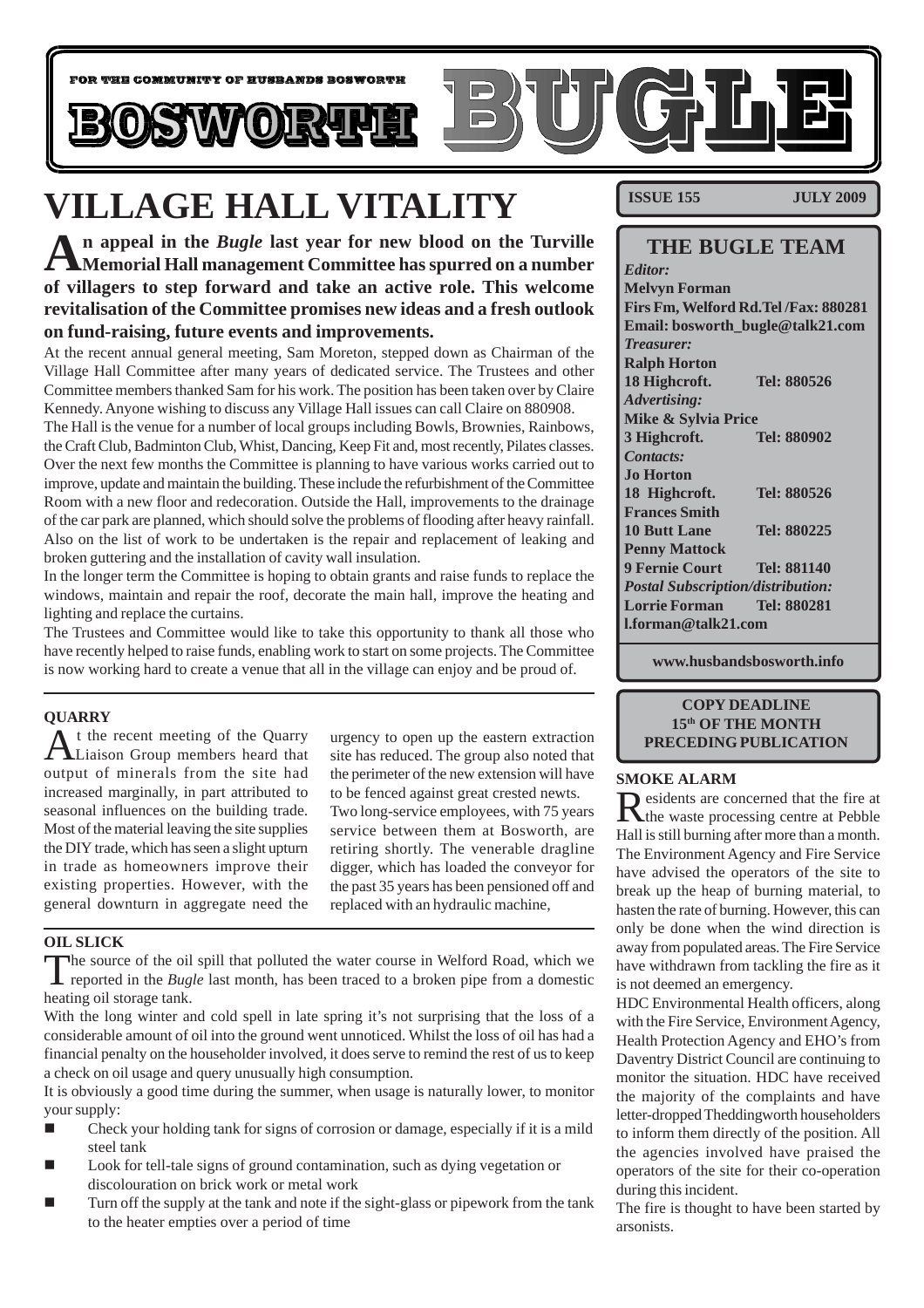FOR THE COMMUNITY OF HUSBANDS BOSWORTH

# BOSWORTH BUGLE

# VILLAGE HALL VITALITY

**An appeal in the *Bugle* last year for new blood on the Turville Memorial Hall management Committee has spurred on a number of villagers to step forward and take an active role. This welcome revitalisation of the Committee promises new ideas and a fresh outlook on fund-raising, future events and improvements.**

At the recent annual general meeting, Sam Moreton, stepped down as Chairman of the Village Hall Committee after many years of dedicated service. The Trustees and other Committee members thanked Sam for his work. The position has been taken over by Claire Kennedy. Anyone wishing to discuss any Village Hall issues can call Claire on 880908.

The Hall is the venue for a number of local groups including Bowls, Brownies, Rainbows, the Craft Club, Badminton Club, Whist, Dancing, Keep Fit and, most recently, Pilates classes. Over the next few months the Committee is planning to have various works carried out to improve, update and maintain the building. These include the refurbishment of the Committee Room with a new floor and redecoration. Outside the Hall, improvements to the drainage of the car park are planned, which should solve the problems of flooding after heavy rainfall. Also on the list of work to be undertaken is the repair and replacement of leaking and broken guttering and the installation of cavity wall insulation.

In the longer term the Committee is hoping to obtain grants and raise funds to replace the windows, maintain and repair the roof, decorate the main hall, improve the heating and lighting and replace the curtains.

The Trustees and Committee would like to take this opportunity to thank all those who have recently helped to raise funds, enabling work to start on some projects. The Committee is now working hard to create a venue that all in the village can enjoy and be proud of.

### QUARRY

At the recent meeting of the Quarry Liaison Group members heard that output of minerals from the site had increased marginally, in part attributed to seasonal influences on the building trade. Most of the material leaving the site supplies the DIY trade, which has seen a slight upturn in trade as homeowners improve their existing properties. However, with the general downturn in aggregate need the urgency to open up the eastern extraction site has reduced. The group also noted that the perimeter of the new extension will have to be fenced against great crested newts.

Two long-service employees, with 75 years service between them at Bosworth, are retiring shortly. The venerable dragline digger, which has loaded the conveyor for the past 35 years has been pensioned off and replaced with an hydraulic machine,

### OIL SLICK

The source of the oil spill that polluted the water course in Welford Road, which we reported in the *Bugle* last month, has been traced to a broken pipe from a domestic heating oil storage tank.

With the long winter and cold spell in late spring it's not surprising that the loss of a considerable amount of oil into the ground went unnoticed. Whilst the loss of oil has had a financial penalty on the householder involved, it does serve to remind the rest of us to keep a check on oil usage and query unusually high consumption.

It is obviously a good time during the summer, when usage is naturally lower, to monitor your supply:

- Check your holding tank for signs of corrosion or damage, especially if it is a mild steel tank
- Look for tell-tale signs of ground contamination, such as dying vegetation or discolouration on brick work or metal work
- Turn off the supply at the tank and note if the sight-glass or pipework from the tank to the heater empties over a period of time

**ISSUE 155 — JULY 2009**

## THE BUGLE TEAM

*Editor:*
**Melvyn Forman**
**Firs Fm, Welford Rd. Tel /Fax: 880281**
**Email: bosworth_bugle@talk21.com**

*Treasurer:*
**Ralph Horton**
**18 Highcroft. Tel: 880526**

*Advertising:*
**Mike & Sylvia Price**
**3 Highcroft. Tel: 880902**

*Contacts:*
**Jo Horton**
**18 Highcroft. Tel: 880526**
**Frances Smith**
**10 Butt Lane Tel: 880225**
**Penny Mattock**
**9 Fernie Court Tel: 881140**

*Postal Subscription/distribution:*
**Lorrie Forman Tel: 880281**
**l.forman@talk21.com**

**www.husbandsbosworth.info**

**COPY DEADLINE**
**15th OF THE MONTH PRECEDING PUBLICATION**

### SMOKE ALARM

Residents are concerned that the fire at the waste processing centre at Pebble Hall is still burning after more than a month. The Environment Agency and Fire Service have advised the operators of the site to break up the heap of burning material, to hasten the rate of burning. However, this can only be done when the wind direction is away from populated areas. The Fire Service have withdrawn from tackling the fire as it is not deemed an emergency.

HDC Environmental Health officers, along with the Fire Service, Environment Agency, Health Protection Agency and EHO's from Daventry District Council are continuing to monitor the situation. HDC have received the majority of the complaints and have letter-dropped Theddingworth householders to inform them directly of the position. All the agencies involved have praised the operators of the site for their co-operation during this incident.

The fire is thought to have been started by arsonists.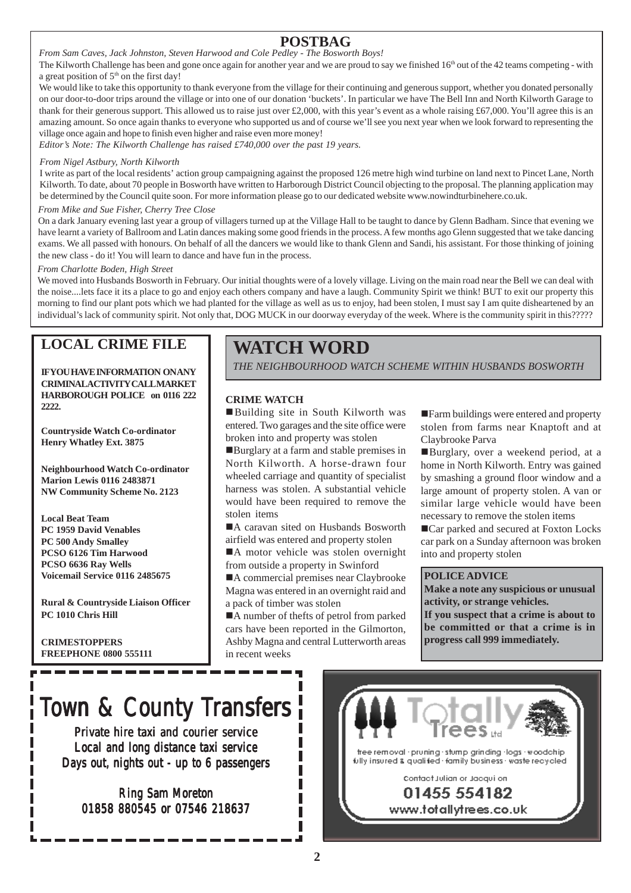## POSTBAG

*From Sam Caves, Jack Johnston, Steven Harwood and Cole Pedley - The Bosworth Boys!*

The Kilworth Challenge has been and gone once again for another year and we are proud to say we finished 16th out of the 42 teams competing - with a great position of 5th on the first day!

We would like to take this opportunity to thank everyone from the village for their continuing and generous support, whether you donated personally on our door-to-door trips around the village or into one of our donation 'buckets'. In particular we have The Bell Inn and North Kilworth Garage to thank for their generous support. This allowed us to raise just over £2,000, with this year's event as a whole raising £67,000. You'll agree this is an amazing amount. So once again thanks to everyone who supported us and of course we'll see you next year when we look forward to representing the village once again and hope to finish even higher and raise even more money!

*Editor's Note: The Kilworth Challenge has raised £740,000 over the past 19 years.*

*From Nigel Astbury, North Kilworth*

I write as part of the local residents' action group campaigning against the proposed 126 metre high wind turbine on land next to Pincet Lane, North Kilworth. To date, about 70 people in Bosworth have written to Harborough District Council objecting to the proposal. The planning application may be determined by the Council quite soon. For more information please go to our dedicated website www.nowindturbinehere.co.uk.

*From Mike and Sue Fisher, Cherry Tree Close*

On a dark January evening last year a group of villagers turned up at the Village Hall to be taught to dance by Glenn Badham. Since that evening we have learnt a variety of Ballroom and Latin dances making some good friends in the process. A few months ago Glenn suggested that we take dancing exams. We all passed with honours. On behalf of all the dancers we would like to thank Glenn and Sandi, his assistant. For those thinking of joining the new class - do it! You will learn to dance and have fun in the process.

*From Charlotte Boden, High Street*

We moved into Husbands Bosworth in February. Our initial thoughts were of a lovely village. Living on the main road near the Bell we can deal with the noise....lets face it its a place to go and enjoy each others company and have a laugh. Community Spirit we think! BUT to exit our property this morning to find our plant pots which we had planted for the village as well as us to enjoy, had been stolen, I must say I am quite disheartened by an individual's lack of community spirit. Not only that, DOG MUCK in our doorway everyday of the week. Where is the community spirit in this?????

## LOCAL CRIME FILE

**IF YOU HAVE INFORMATION ON ANY CRIMINAL ACTIVITY CALL MARKET HARBOROUGH POLICE on 0116 222 2222.**

**Countryside Watch Co-ordinator**
**Henry Whatley Ext. 3875**

**Neighbourhood Watch Co-ordinator**
**Marion Lewis 0116 2483871**
**NW Community Scheme No. 2123**

**Local Beat Team**
**PC 1959 David Venables**
**PC 500 Andy Smalley**
**PCSO 6126 Tim Harwood**
**PCSO 6636 Ray Wells**
**Voicemail Service 0116 2485675**

**Rural & Countryside Liaison Officer**
**PC 1010 Chris Hill**

**CRIMESTOPPERS**
**FREEPHONE 0800 555111**

## WATCH WORD

*THE NEIGHBOURHOOD WATCH SCHEME WITHIN HUSBANDS BOSWORTH*

### CRIME WATCH

- Building site in South Kilworth was entered. Two garages and the site office were broken into and property was stolen
- Burglary at a farm and stable premises in North Kilworth. A horse-drawn four wheeled carriage and quantity of specialist harness was stolen. A substantial vehicle would have been required to remove the stolen items
- A caravan sited on Husbands Bosworth airfield was entered and property stolen
- A motor vehicle was stolen overnight from outside a property in Swinford
- A commercial premises near Claybrooke Magna was entered in an overnight raid and a pack of timber was stolen
- A number of thefts of petrol from parked cars have been reported in the Gilmorton, Ashby Magna and central Lutterworth areas in recent weeks
- Farm buildings were entered and property stolen from farms near Knaptoft and at Claybrooke Parva
- Burglary, over a weekend period, at a home in North Kilworth. Entry was gained by smashing a ground floor window and a large amount of property stolen. A van or similar large vehicle would have been necessary to remove the stolen items
- Car parked and secured at Foxton Locks car park on a Sunday afternoon was broken into and property stolen

**POLICE ADVICE**
**Make a note any suspicious or unusual activity, or strange vehicles.**
**If you suspect that a crime is about to be committed or that a crime is in progress call 999 immediately.**

# Town & County Transfers

Private hire taxi and courier service
Local and long distance taxi service
Days out, nights out - up to 6 passengers

Ring Sam Moreton
01858 880545 or 07546 218637

**Totally Trees Ltd**

tree removal · pruning · stump grinding · logs · woodchip
fully insured & qualified · family business · waste recycled

Contact Julian or Jacqui on
01455 554182
www.totallytrees.co.uk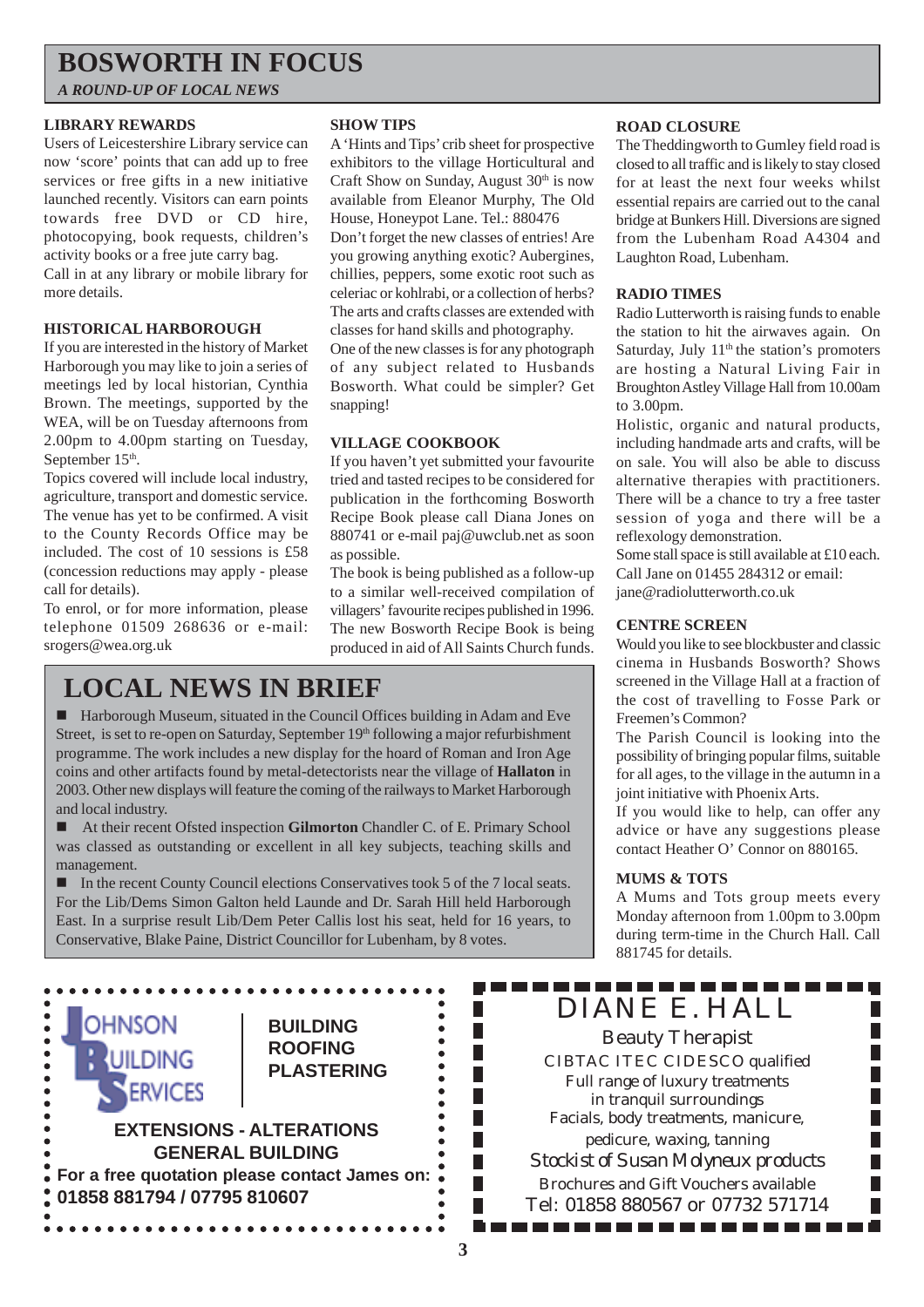# BOSWORTH IN FOCUS

*A ROUND-UP OF LOCAL NEWS*

### LIBRARY REWARDS

Users of Leicestershire Library service can now 'score' points that can add up to free services or free gifts in a new initiative launched recently. Visitors can earn points towards free DVD or CD hire, photocopying, book requests, children's activity books or a free jute carry bag.

Call in at any library or mobile library for more details.

### HISTORICAL HARBOROUGH

If you are interested in the history of Market Harborough you may like to join a series of meetings led by local historian, Cynthia Brown. The meetings, supported by the WEA, will be on Tuesday afternoons from 2.00pm to 4.00pm starting on Tuesday, September 15th.

Topics covered will include local industry, agriculture, transport and domestic service. The venue has yet to be confirmed. A visit to the County Records Office may be included. The cost of 10 sessions is £58 (concession reductions may apply - please call for details).

To enrol, or for more information, please telephone 01509 268636 or e-mail: srogers@wea.org.uk

### SHOW TIPS

A 'Hints and Tips' crib sheet for prospective exhibitors to the village Horticultural and Craft Show on Sunday, August 30th is now available from Eleanor Murphy, The Old House, Honeypot Lane. Tel.: 880476

Don't forget the new classes of entries! Are you growing anything exotic? Aubergines, chillies, peppers, some exotic root such as celeriac or kohlrabi, or a collection of herbs? The arts and crafts classes are extended with classes for hand skills and photography.

One of the new classes is for any photograph of any subject related to Husbands Bosworth. What could be simpler? Get snapping!

### VILLAGE COOKBOOK

If you haven't yet submitted your favourite tried and tasted recipes to be considered for publication in the forthcoming Bosworth Recipe Book please call Diana Jones on 880741 or e-mail paj@uwclub.net as soon as possible.

The book is being published as a follow-up to a similar well-received compilation of villagers' favourite recipes published in 1996. The new Bosworth Recipe Book is being produced in aid of All Saints Church funds.

### ROAD CLOSURE

The Theddingworth to Gumley field road is closed to all traffic and is likely to stay closed for at least the next four weeks whilst essential repairs are carried out to the canal bridge at Bunkers Hill. Diversions are signed from the Lubenham Road A4304 and Laughton Road, Lubenham.

### RADIO TIMES

Radio Lutterworth is raising funds to enable the station to hit the airwaves again. On Saturday, July 11th the station's promoters are hosting a Natural Living Fair in Broughton Astley Village Hall from 10.00am to 3.00pm.

Holistic, organic and natural products, including handmade arts and crafts, will be on sale. You will also be able to discuss alternative therapies with practitioners. There will be a chance to try a free taster session of yoga and there will be a reflexology demonstration.

Some stall space is still available at £10 each. Call Jane on 01455 284312 or email: jane@radiolutterworth.co.uk

### CENTRE SCREEN

Would you like to see blockbuster and classic cinema in Husbands Bosworth? Shows screened in the Village Hall at a fraction of the cost of travelling to Fosse Park or Freemen's Common?

The Parish Council is looking into the possibility of bringing popular films, suitable for all ages, to the village in the autumn in a joint initiative with Phoenix Arts.

If you would like to help, can offer any advice or have any suggestions please contact Heather O' Connor on 880165.

### MUMS & TOTS

A Mums and Tots group meets every Monday afternoon from 1.00pm to 3.00pm during term-time in the Church Hall. Call 881745 for details.

## LOCAL NEWS IN BRIEF

- Harborough Museum, situated in the Council Offices building in Adam and Eve Street, is set to re-open on Saturday, September 19th following a major refurbishment programme. The work includes a new display for the hoard of Roman and Iron Age coins and other artifacts found by metal-detectorists near the village of **Hallaton** in 2003. Other new displays will feature the coming of the railways to Market Harborough and local industry.
- At their recent Ofsted inspection **Gilmorton** Chandler C. of E. Primary School was classed as outstanding or excellent in all key subjects, teaching skills and management.
- In the recent County Council elections Conservatives took 5 of the 7 local seats. For the Lib/Dems Simon Galton held Launde and Dr. Sarah Hill held Harborough East. In a surprise result Lib/Dem Peter Callis lost his seat, held for 16 years, to Conservative, Blake Paine, District Councillor for Lubenham, by 8 votes.

---

**JOHNSON BUILDING SERVICES**

**BUILDING
ROOFING
PLASTERING**

**EXTENSIONS - ALTERATIONS
GENERAL BUILDING**

**For a free quotation please contact James on:
01858 881794 / 07795 810607**

---

**DIANE E. HALL**

Beauty Therapist

CIBTAC ITEC CIDESCO qualified

Full range of luxury treatments in tranquil surroundings

Facials, body treatments, manicure, pedicure, waxing, tanning

Stockist of Susan Molyneux products

Brochures and Gift Vouchers available

Tel: 01858 880567 or 07732 571714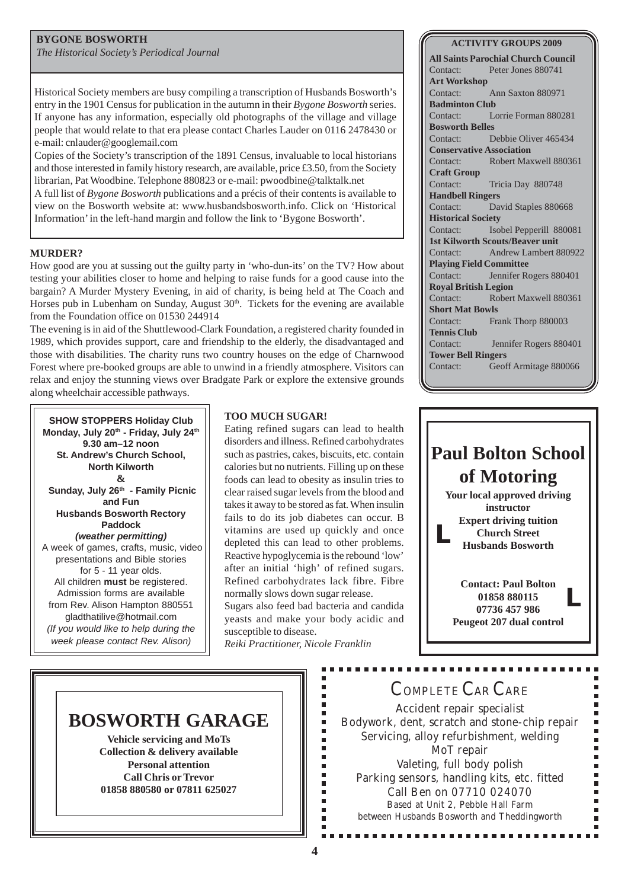## BYGONE BOSWORTH

*The Historical Society's Periodical Journal*

Historical Society members are busy compiling a transcription of Husbands Bosworth's entry in the 1901 Census for publication in the autumn in their *Bygone Bosworth* series. If anyone has any information, especially old photographs of the village and village people that would relate to that era please contact Charles Lauder on 0116 2478430 or e-mail: cnlauder@googlemail.com

Copies of the Society's transcription of the 1891 Census, invaluable to local historians and those interested in family history research, are available, price £3.50, from the Society librarian, Pat Woodbine. Telephone 880823 or e-mail: pwoodbine@talktalk.net

A full list of *Bygone Bosworth* publications and a précis of their contents is available to view on the Bosworth website at: www.husbandsbosworth.info. Click on 'Historical Information' in the left-hand margin and follow the link to 'Bygone Bosworth'.

## MURDER?

How good are you at sussing out the guilty party in 'who-dun-its' on the TV? How about testing your abilities closer to home and helping to raise funds for a good cause into the bargain? A Murder Mystery Evening, in aid of charity, is being held at The Coach and Horses pub in Lubenham on Sunday, August 30th. Tickets for the evening are available from the Foundation office on 01530 244914

The evening is in aid of the Shuttlewood-Clark Foundation, a registered charity founded in 1989, which provides support, care and friendship to the elderly, the disadvantaged and those with disabilities. The charity runs two country houses on the edge of Charnwood Forest where pre-booked groups are able to unwind in a friendly atmosphere. Visitors can relax and enjoy the stunning views over Bradgate Park or explore the extensive grounds along wheelchair accessible pathways.

## ACTIVITY GROUPS 2009

**All Saints Parochial Church Council**
Contact: Peter Jones 880741

**Art Workshop**
Contact: Ann Saxton 880971

**Badminton Club**
Contact: Lorrie Forman 880281

**Bosworth Belles**
Contact: Debbie Oliver 465434

**Conservative Association**
Contact: Robert Maxwell 880361

**Craft Group**
Contact: Tricia Day 880748

**Handbell Ringers**
Contact: David Staples 880668

**Historical Society**
Contact: Isobel Pepperill 880081

**1st Kilworth Scouts/Beaver unit**
Contact: Andrew Lambert 880922

**Playing Field Committee**
Contact: Jennifer Rogers 880401

**Royal British Legion**
Contact: Robert Maxwell 880361

**Short Mat Bowls**
Contact: Frank Thorp 880003

**Tennis Club**
Contact: Jennifer Rogers 880401

**Tower Bell Ringers**
Contact: Geoff Armitage 880066

---

**SHOW STOPPERS Holiday Club**
**Monday, July 20th - Friday, July 24th**
**9.30 am–12 noon**
**St. Andrew's Church School, North Kilworth**
**&**
**Sunday, July 26th - Family Picnic and Fun**
**Husbands Bosworth Rectory Paddock**
***(weather permitting)***

A week of games, crafts, music, video presentations and Bible stories for 5 - 11 year olds.
All children **must** be registered.
Admission forms are available from Rev. Alison Hampton 880551
gladthatilive@hotmail.com
*(If you would like to help during the week please contact Rev. Alison)*

## TOO MUCH SUGAR!

Eating refined sugars can lead to health disorders and illness. Refined carbohydrates such as pastries, cakes, biscuits, etc. contain calories but no nutrients. Filling up on these foods can lead to obesity as insulin tries to clear raised sugar levels from the blood and takes it away to be stored as fat. When insulin fails to do its job diabetes can occur. B vitamins are used up quickly and once depleted this can lead to other problems. Reactive hypoglycemia is the rebound 'low' after an initial 'high' of refined sugars. Refined carbohydrates lack fibre. Fibre normally slows down sugar release.

Sugars also feed bad bacteria and candida yeasts and make your body acidic and susceptible to disease.

*Reiki Practitioner, Nicole Franklin*

---

# Paul Bolton School of Motoring

**Your local approved driving instructor**
**Expert driving tuition**
**Church Street**
**Husbands Bosworth**

L

**Contact: Paul Bolton**
**01858 880115**
**07736 457 986**
**Peugeot 207 dual control**

L

---

# BOSWORTH GARAGE

**Vehicle servicing and MoTs**
**Collection & delivery available**
**Personal attention**
**Call Chris or Trevor**
**01858 880580 or 07811 625027**

---

# COMPLETE CAR CARE

Accident repair specialist
Bodywork, dent, scratch and stone-chip repair
Servicing, alloy refurbishment, welding
MoT repair
Valeting, full body polish
Parking sensors, handling kits, etc. fitted
Call Ben on 07710 024070
Based at Unit 2, Pebble Hall Farm
between Husbands Bosworth and Theddingworth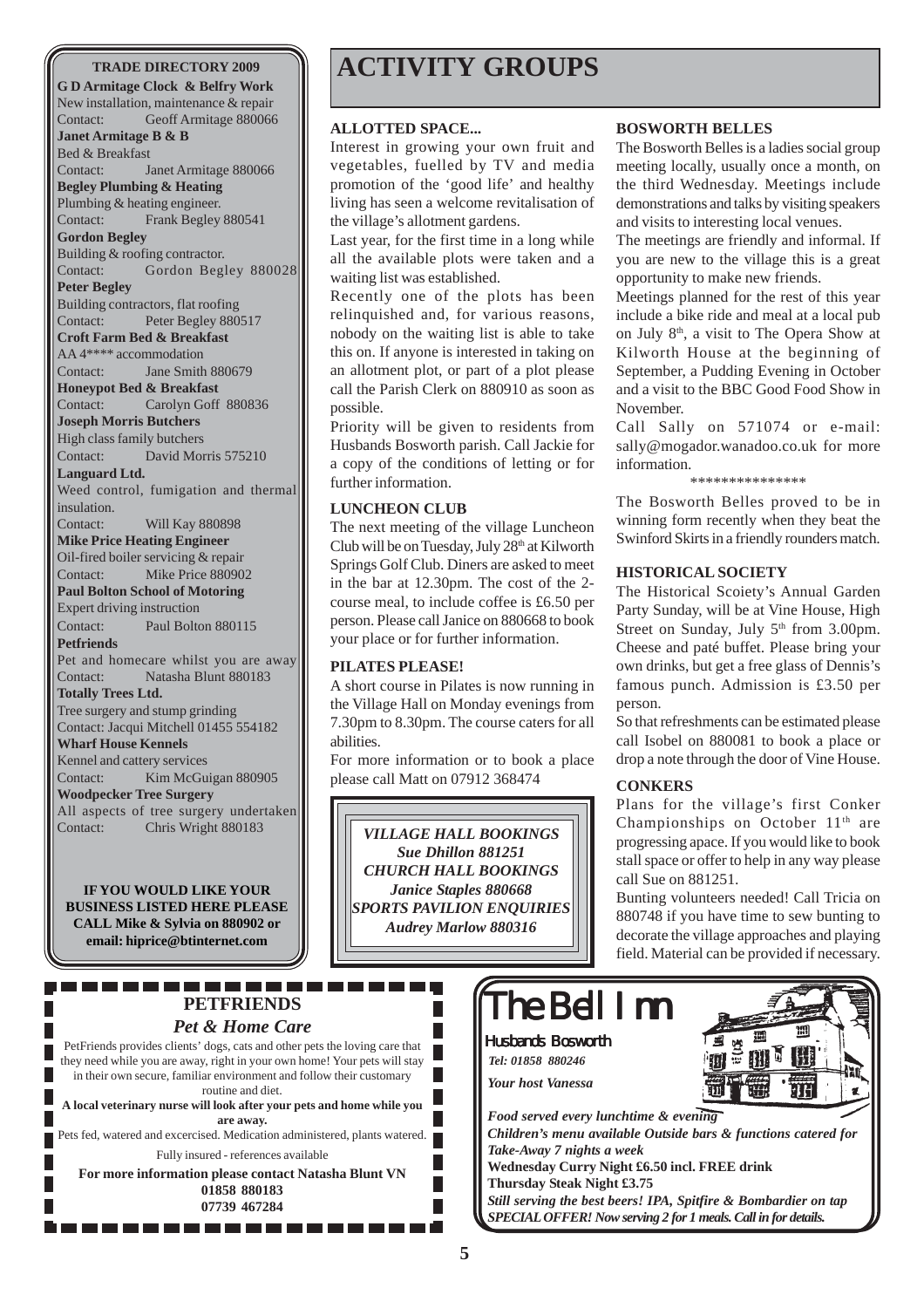## TRADE DIRECTORY 2009

**G D Armitage Clock & Belfry Work**
New installation, maintenance & repair
Contact: Geoff Armitage 880066

**Janet Armitage B & B**
Bed & Breakfast
Contact: Janet Armitage 880066

**Begley Plumbing & Heating**
Plumbing & heating engineer.
Contact: Frank Begley 880541

**Gordon Begley**
Building & roofing contractor.
Contact: Gordon Begley 880028

**Peter Begley**
Building contractors, flat roofing
Contact: Peter Begley 880517

**Croft Farm Bed & Breakfast**
AA 4**** accommodation
Contact: Jane Smith 880679

**Honeypot Bed & Breakfast**
Contact: Carolyn Goff 880836

**Joseph Morris Butchers**
High class family butchers
Contact: David Morris 575210

**Languard Ltd.**
Weed control, fumigation and thermal insulation.
Contact: Will Kay 880898

**Mike Price Heating Engineer**
Oil-fired boiler servicing & repair
Contact: Mike Price 880902

**Paul Bolton School of Motoring**
Expert driving instruction
Contact: Paul Bolton 880115

**Petfriends**
Pet and homecare whilst you are away
Contact: Natasha Blunt 880183

**Totally Trees Ltd.**
Tree surgery and stump grinding
Contact: Jacqui Mitchell 01455 554182

**Wharf House Kennels**
Kennel and cattery services
Contact: Kim McGuigan 880905

**Woodpecker Tree Surgery**
All aspects of tree surgery undertaken
Contact: Chris Wright 880183

**IF YOU WOULD LIKE YOUR BUSINESS LISTED HERE PLEASE CALL Mike & Sylvia on 880902 or email: hiprice@btinternet.com**

# ACTIVITY GROUPS

### ALLOTTED SPACE...

Interest in growing your own fruit and vegetables, fuelled by TV and media promotion of the 'good life' and healthy living has seen a welcome revitalisation of the village's allotment gardens.

Last year, for the first time in a long while all the available plots were taken and a waiting list was established.

Recently one of the plots has been relinquished and, for various reasons, nobody on the waiting list is able to take this on. If anyone is interested in taking on an allotment plot, or part of a plot please call the Parish Clerk on 880910 as soon as possible.

Priority will be given to residents from Husbands Bosworth parish. Call Jackie for a copy of the conditions of letting or for further information.

### LUNCHEON CLUB

The next meeting of the village Luncheon Club will be on Tuesday, July 28th at Kilworth Springs Golf Club. Diners are asked to meet in the bar at 12.30pm. The cost of the 2-course meal, to include coffee is £6.50 per person. Please call Janice on 880668 to book your place or for further information.

### PILATES PLEASE!

A short course in Pilates is now running in the Village Hall on Monday evenings from 7.30pm to 8.30pm. The course caters for all abilities.

For more information or to book a place please call Matt on 07912 368474

*VILLAGE HALL BOOKINGS*
*Sue Dhillon 881251*
*CHURCH HALL BOOKINGS*
*Janice Staples 880668*
*SPORTS PAVILION ENQUIRIES*
*Audrey Marlow 880316*

### BOSWORTH BELLES

The Bosworth Belles is a ladies social group meeting locally, usually once a month, on the third Wednesday. Meetings include demonstrations and talks by visiting speakers and visits to interesting local venues.

The meetings are friendly and informal. If you are new to the village this is a great opportunity to make new friends.

Meetings planned for the rest of this year include a bike ride and meal at a local pub on July 8th, a visit to The Opera Show at Kilworth House at the beginning of September, a Pudding Evening in October and a visit to the BBC Good Food Show in November.

Call Sally on 571074 or e-mail: sally@mogador.wanadoo.co.uk for more information.

***************

The Bosworth Belles proved to be in winning form recently when they beat the Swinford Skirts in a friendly rounders match.

### HISTORICAL SOCIETY

The Historical Scoiety's Annual Garden Party Sunday, will be at Vine House, High Street on Sunday, July 5th from 3.00pm. Cheese and paté buffet. Please bring your own drinks, but get a free glass of Dennis's famous punch. Admission is £3.50 per person.

So that refreshments can be estimated please call Isobel on 880081 to book a place or drop a note through the door of Vine House.

### CONKERS

Plans for the village's first Conker Championships on October 11th are progressing apace. If you would like to book stall space or offer to help in any way please call Sue on 881251.

Bunting volunteers needed! Call Tricia on 880748 if you have time to sew bunting to decorate the village approaches and playing field. Material can be provided if necessary.

## PETFRIENDS
### *Pet & Home Care*

PetFriends provides clients' dogs, cats and other pets the loving care that they need while you are away, right in your own home! Your pets will stay in their own secure, familiar environment and follow their customary routine and diet.

**A local veterinary nurse will look after your pets and home while you are away.**

Pets fed, watered and excercised. Medication administered, plants watered.

Fully insured - references available

**For more information please contact Natasha Blunt VN**
**01858 880183**
**07739 467284**

## The Bell Inn

Husbands Bosworth
*Tel: 01858 880246*
*Your host Vanessa*

*Food served every lunchtime & evening*
*Children's menu available Outside bars & functions catered for*
*Take-Away 7 nights a week*
**Wednesday Curry Night £6.50 incl. FREE drink**
**Thursday Steak Night £3.75**
*Still serving the best beers! IPA, Spitfire & Bombardier on tap*
*SPECIAL OFFER! Now serving 2 for 1 meals. Call in for details.*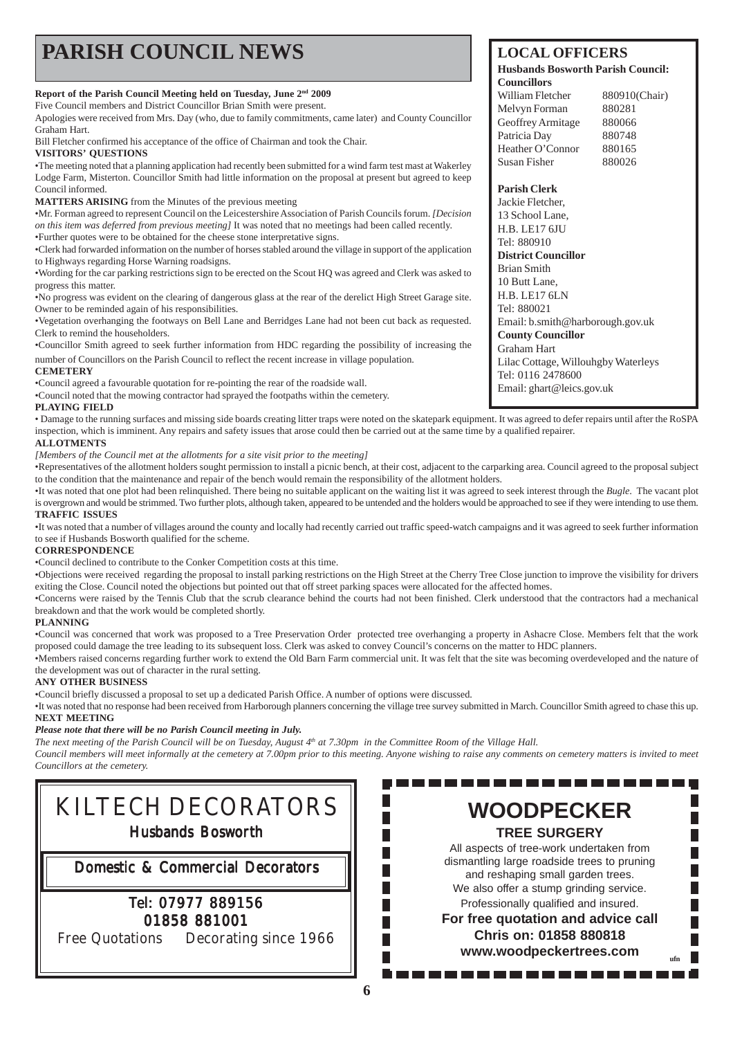# PARISH COUNCIL NEWS

**Report of the Parish Council Meeting held on Tuesday, June 2nd 2009**

Five Council members and District Councillor Brian Smith were present.

Apologies were received from Mrs. Day (who, due to family commitments, came later) and County Councillor Graham Hart.

Bill Fletcher confirmed his acceptance of the office of Chairman and took the Chair.

**VISITORS' QUESTIONS**

•The meeting noted that a planning application had recently been submitted for a wind farm test mast at Wakerley Lodge Farm, Misterton. Councillor Smith had little information on the proposal at present but agreed to keep Council informed.

**MATTERS ARISING** from the Minutes of the previous meeting

•Mr. Forman agreed to represent Council on the Leicestershire Association of Parish Councils forum. *[Decision on this item was deferred from previous meeting]* It was noted that no meetings had been called recently.

•Further quotes were to be obtained for the cheese stone interpretative signs.

•Clerk had forwarded information on the number of horses stabled around the village in support of the application to Highways regarding Horse Warning roadsigns.

•Wording for the car parking restrictions sign to be erected on the Scout HQ was agreed and Clerk was asked to progress this matter.

•No progress was evident on the clearing of dangerous glass at the rear of the derelict High Street Garage site. Owner to be reminded again of his responsibilities.

•Vegetation overhanging the footways on Bell Lane and Berridges Lane had not been cut back as requested. Clerk to remind the householders.

•Councillor Smith agreed to seek further information from HDC regarding the possibility of increasing the number of Councillors on the Parish Council to reflect the recent increase in village population.

**CEMETERY**

•Council agreed a favourable quotation for re-pointing the rear of the roadside wall.

•Council noted that the mowing contractor had sprayed the footpaths within the cemetery.

**PLAYING FIELD**

• Damage to the running surfaces and missing side boards creating litter traps were noted on the skatepark equipment. It was agreed to defer repairs until after the RoSPA inspection, which is imminent. Any repairs and safety issues that arose could then be carried out at the same time by a qualified repairer.

**ALLOTMENTS**

*[Members of the Council met at the allotments for a site visit prior to the meeting]*

•Representatives of the allotment holders sought permission to install a picnic bench, at their cost, adjacent to the carparking area. Council agreed to the proposal subject to the condition that the maintenance and repair of the bench would remain the responsibility of the allotment holders.

•It was noted that one plot had been relinquished. There being no suitable applicant on the waiting list it was agreed to seek interest through the *Bugle*. The vacant plot is overgrown and would be strimmed. Two further plots, although taken, appeared to be untended and the holders would be approached to see if they were intending to use them.

**TRAFFIC ISSUES**

•It was noted that a number of villages around the county and locally had recently carried out traffic speed-watch campaigns and it was agreed to seek further information to see if Husbands Bosworth qualified for the scheme.

**CORRESPONDENCE**

•Council declined to contribute to the Conker Competition costs at this time.

•Objections were received regarding the proposal to install parking restrictions on the High Street at the Cherry Tree Close junction to improve the visibility for drivers exiting the Close. Council noted the objections but pointed out that off street parking spaces were allocated for the affected homes.

•Concerns were raised by the Tennis Club that the scrub clearance behind the courts had not been finished. Clerk understood that the contractors had a mechanical breakdown and that the work would be completed shortly.

**PLANNING**

•Council was concerned that work was proposed to a Tree Preservation Order protected tree overhanging a property in Ashacre Close. Members felt that the work proposed could damage the tree leading to its subsequent loss. Clerk was asked to convey Council's concerns on the matter to HDC planners.

•Members raised concerns regarding further work to extend the Old Barn Farm commercial unit. It was felt that the site was becoming overdeveloped and the nature of the development was out of character in the rural setting.

**ANY OTHER BUSINESS**

•Council briefly discussed a proposal to set up a dedicated Parish Office. A number of options were discussed.

•It was noted that no response had been received from Harborough planners concerning the village tree survey submitted in March. Councillor Smith agreed to chase this up.

**NEXT MEETING**

***Please note that there will be no Parish Council meeting in July.***

*The next meeting of the Parish Council will be on Tuesday, August 4th at 7.30pm in the Committee Room of the Village Hall.*

*Council members will meet informally at the cemetery at 7.00pm prior to this meeting. Anyone wishing to raise any comments on cemetery matters is invited to meet Councillors at the cemetery.*

## LOCAL OFFICERS

**Husbands Bosworth Parish Council:**

**Councillors**

| Name | Tel |
|---|---|
| William Fletcher | 880910(Chair) |
| Melvyn Forman | 880281 |
| Geoffrey Armitage | 880066 |
| Patricia Day | 880748 |
| Heather O'Connor | 880165 |
| Susan Fisher | 880026 |

**Parish Clerk**

Jackie Fletcher,
13 School Lane,
H.B. LE17 6JU
Tel: 880910

**District Councillor**

Brian Smith
10 Butt Lane,
H.B. LE17 6LN
Tel: 880021
Email: b.smith@harborough.gov.uk

**County Councillor**

Graham Hart
Lilac Cottage, Willouhgby Waterleys
Tel: 0116 2478600
Email: ghart@leics.gov.uk

---

## KILTECH DECORATORS

**Husbands Bosworth**

**Domestic & Commercial Decorators**

**Tel: 07977 889156**
**01858 881001**

Free Quotations    Decorating since 1966

---

## WOODPECKER

**TREE SURGERY**

All aspects of tree-work undertaken from dismantling large roadside trees to pruning and reshaping small garden trees.
We also offer a stump grinding service.
Professionally qualified and insured.

**For free quotation and advice call**
**Chris on: 01858 880818**
**www.woodpeckertrees.com**

ufn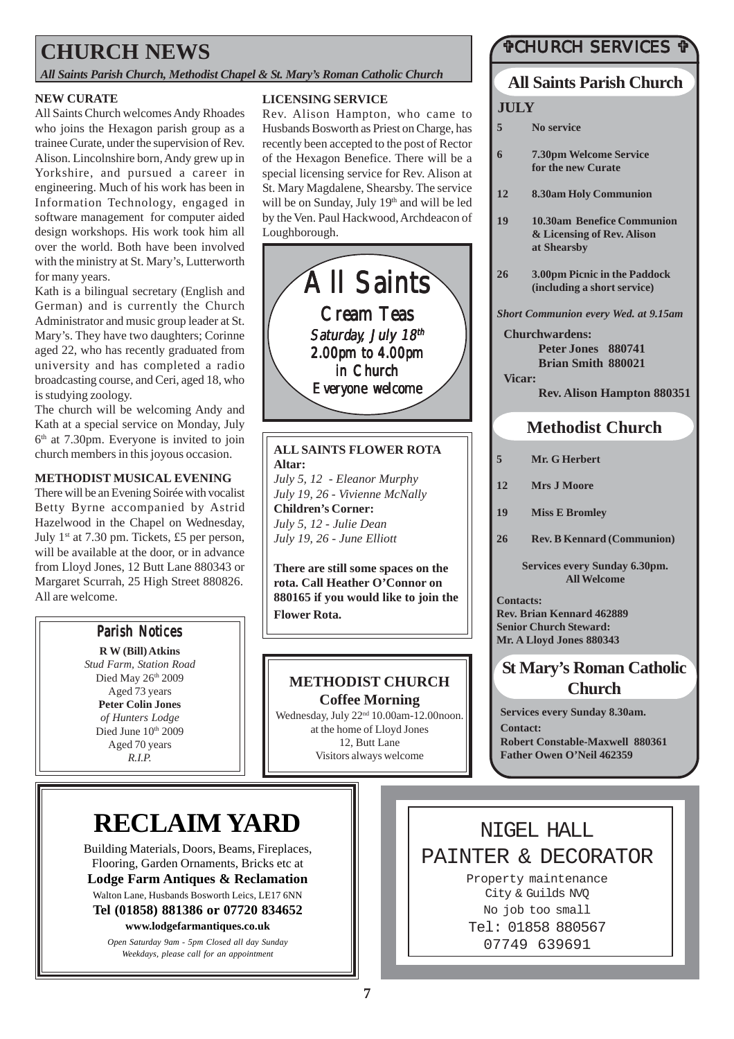# CHURCH NEWS

*All Saints Parish Church, Methodist Chapel & St. Mary's Roman Catholic Church*

### NEW CURATE

All Saints Church welcomes Andy Rhoades who joins the Hexagon parish group as a trainee Curate, under the supervision of Rev. Alison. Lincolnshire born, Andy grew up in Yorkshire, and pursued a career in engineering. Much of his work has been in Information Technology, engaged in software management for computer aided design workshops. His work took him all over the world. Both have been involved with the ministry at St. Mary's, Lutterworth for many years.

Kath is a bilingual secretary (English and German) and is currently the Church Administrator and music group leader at St. Mary's. They have two daughters; Corinne aged 22, who has recently graduated from university and has completed a radio broadcasting course, and Ceri, aged 18, who is studying zoology.

The church will be welcoming Andy and Kath at a special service on Monday, July 6th at 7.30pm. Everyone is invited to join church members in this joyous occasion.

### METHODIST MUSICAL EVENING

There will be an Evening Soirée with vocalist Betty Byrne accompanied by Astrid Hazelwood in the Chapel on Wednesday, July 1st at 7.30 pm. Tickets, £5 per person, will be available at the door, or in advance from Lloyd Jones, 12 Butt Lane 880343 or Margaret Scurrah, 25 High Street 880826. All are welcome.

### Parish Notices

**R W (Bill) Atkins**
*Stud Farm, Station Road*
Died May 26th 2009
Aged 73 years

**Peter Colin Jones**
*of Hunters Lodge*
Died June 10th 2009
Aged 70 years

*R.I.P.*

### LICENSING SERVICE

Rev. Alison Hampton, who came to Husbands Bosworth as Priest on Charge, has recently been accepted to the post of Rector of the Hexagon Benefice. There will be a special licensing service for Rev. Alison at St. Mary Magdalene, Shearsby. The service will be on Sunday, July 19th and will be led by the Ven. Paul Hackwood, Archdeacon of Loughborough.

## All Saints

**Cream Teas**
*Saturday, July 18th*
*2.00pm to 4.00pm*
*in Church*
*Everyone welcome*

### ALL SAINTS FLOWER ROTA

**Altar:**
*July 5, 12 - Eleanor Murphy*
*July 19, 26 - Vivienne McNally*

**Children's Corner:**
*July 5, 12 - Julie Dean*
*July 19, 26 - June Elliott*

**There are still some spaces on the rota. Call Heather O'Connor on 880165 if you would like to join the Flower Rota.**

### METHODIST CHURCH

**Coffee Morning**

Wednesday, July 22nd 10.00am-12.00noon.
at the home of Lloyd Jones
12, Butt Lane
Visitors always welcome

# ✞CHURCH SERVICES ✞

## All Saints Parish Church

**JULY**

| | |
|---|---|
| **5** | **No service** |
| **6** | **7.30pm Welcome Service for the new Curate** |
| **12** | **8.30am Holy Communion** |
| **19** | **10.30am Benefice Communion & Licensing of Rev. Alison at Shearsby** |
| **26** | **3.00pm Picnic in the Paddock (including a short service)** |

***Short Communion every Wed. at 9.15am***

**Churchwardens:**
**Peter Jones 880741**
**Brian Smith 880021**

**Vicar:**
**Rev. Alison Hampton 880351**

## Methodist Church

| | |
|---|---|
| **5** | **Mr. G Herbert** |
| **12** | **Mrs J Moore** |
| **19** | **Miss E Bromley** |
| **26** | **Rev. B Kennard (Communion)** |

**Services every Sunday 6.30pm.**
**All Welcome**

**Contacts:**
**Rev. Brian Kennard 462889**
**Senior Church Steward:**
**Mr. A Lloyd Jones 880343**

## St Mary's Roman Catholic Church

**Services every Sunday 8.30am.**

**Contact:**
**Robert Constable-Maxwell 880361**
**Father Owen O'Neil 462359**

# RECLAIM YARD

Building Materials, Doors, Beams, Fireplaces, Flooring, Garden Ornaments, Bricks etc at
**Lodge Farm Antiques & Reclamation**
Walton Lane, Husbands Bosworth Leics, LE17 6NN
**Tel (01858) 881386 or 07720 834652**
**www.lodgefarmantiques.co.uk**

*Open Saturday 9am - 5pm Closed all day Sunday*
*Weekdays, please call for an appointment*

## NIGEL HALL
## PAINTER & DECORATOR

Property maintenance
City & Guilds NVQ
No job too small
Tel: 01858 880567
07749 639691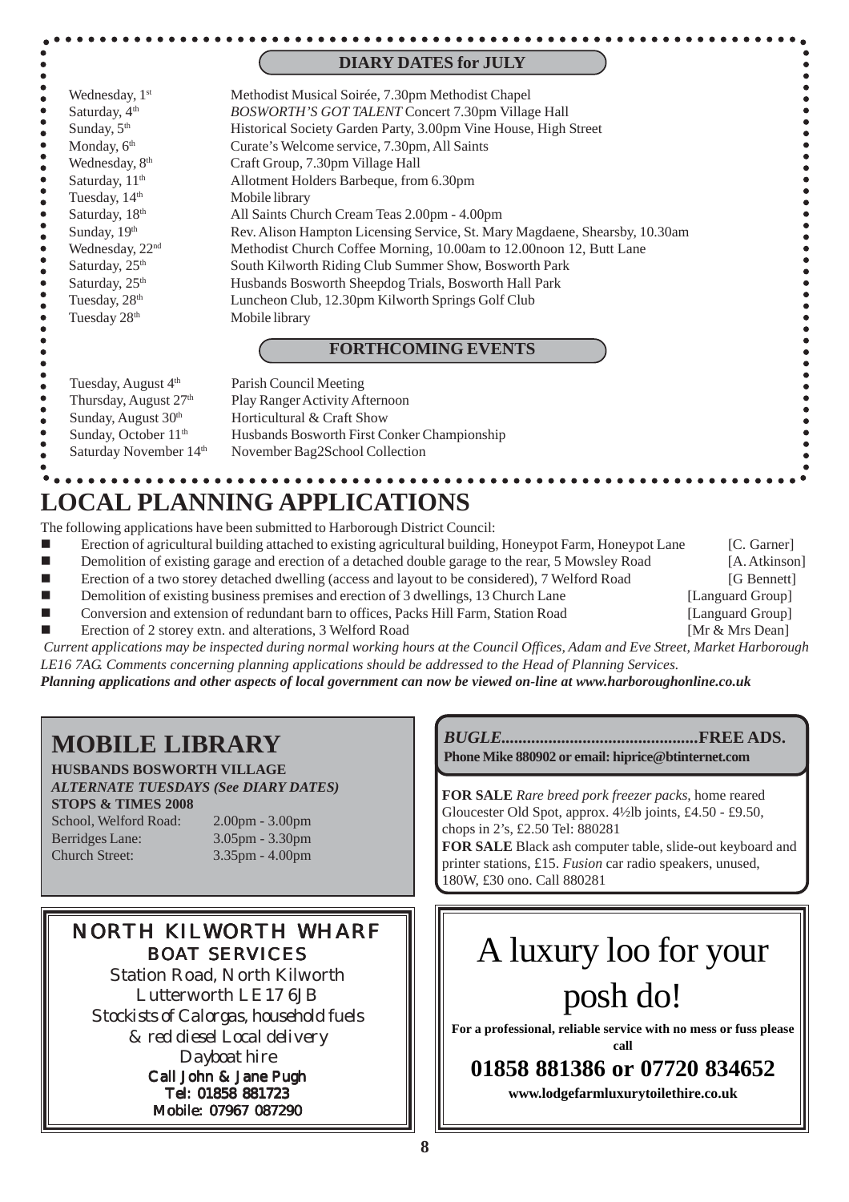## DIARY DATES for JULY

| | |
|---|---|
| Wednesday, 1st | Methodist Musical Soirée, 7.30pm Methodist Chapel |
| Saturday, 4th | *BOSWORTH'S GOT TALENT* Concert 7.30pm Village Hall |
| Sunday, 5th | Historical Society Garden Party, 3.00pm Vine House, High Street |
| Monday, 6th | Curate's Welcome service, 7.30pm, All Saints |
| Wednesday, 8th | Craft Group, 7.30pm Village Hall |
| Saturday, 11th | Allotment Holders Barbeque, from 6.30pm |
| Tuesday, 14th | Mobile library |
| Saturday, 18th | All Saints Church Cream Teas 2.00pm - 4.00pm |
| Sunday, 19th | Rev. Alison Hampton Licensing Service, St. Mary Magdaene, Shearsby, 10.30am |
| Wednesday, 22nd | Methodist Church Coffee Morning, 10.00am to 12.00noon 12, Butt Lane |
| Saturday, 25th | South Kilworth Riding Club Summer Show, Bosworth Park |
| Saturday, 25th | Husbands Bosworth Sheepdog Trials, Bosworth Hall Park |
| Tuesday, 28th | Luncheon Club, 12.30pm Kilworth Springs Golf Club |
| Tuesday 28th | Mobile library |

## FORTHCOMING EVENTS

| | |
|---|---|
| Tuesday, August 4th | Parish Council Meeting |
| Thursday, August 27th | Play Ranger Activity Afternoon |
| Sunday, August 30th | Horticultural & Craft Show |
| Sunday, October 11th | Husbands Bosworth First Conker Championship |
| Saturday November 14th | November Bag2School Collection |

# LOCAL PLANNING APPLICATIONS

The following applications have been submitted to Harborough District Council:

- Erection of agricultural building attached to existing agricultural building, Honeypot Farm, Honeypot Lane [C. Garner]
- Demolition of existing garage and erection of a detached double garage to the rear, 5 Mowsley Road [A. Atkinson]
- Erection of a two storey detached dwelling (access and layout to be considered), 7 Welford Road [G Bennett]
- Demolition of existing business premises and erection of 3 dwellings, 13 Church Lane [Languard Group]
- Conversion and extension of redundant barn to offices, Packs Hill Farm, Station Road [Languard Group]
- Erection of 2 storey extn. and alterations, 3 Welford Road [Mr & Mrs Dean]

*Current applications may be inspected during normal working hours at the Council Offices, Adam and Eve Street, Market Harborough LE16 7AG. Comments concerning planning applications should be addressed to the Head of Planning Services.*

***Planning applications and other aspects of local government can now be viewed on-line at www.harboroughonline.co.uk***

# MOBILE LIBRARY

**HUSBANDS BOSWORTH VILLAGE**

***ALTERNATE TUESDAYS (See DIARY DATES)***

**STOPS & TIMES 2008**

| | |
|---|---|
| School, Welford Road: | 2.00pm - 3.00pm |
| Berridges Lane: | 3.05pm - 3.30pm |
| Church Street: | 3.35pm - 4.00pm |

***BUGLE*.............................................FREE ADS.**

**Phone Mike 880902 or email: hiprice@btinternet.com**

**FOR SALE** *Rare breed pork freezer packs,* home reared Gloucester Old Spot, approx. 4½lb joints, £4.50 - £9.50, chops in 2's, £2.50 Tel: 880281

**FOR SALE** Black ash computer table, slide-out keyboard and printer stations, £15. *Fusion* car radio speakers, unused, 180W, £30 ono. Call 880281

## NORTH KILWORTH WHARF
**BOAT SERVICES**

Station Road, North Kilworth
Lutterworth LE17 6JB

*Stockists of Calorgas, household fuels & red diesel Local delivery*

*Dayboat hire*

**Call John & Jane Pugh**
**Tel: 01858 881723**
**Mobile: 07967 087290**

# A luxury loo for your posh do!

**For a professional, reliable service with no mess or fuss please call**

**01858 881386 or 07720 834652**

**www.lodgefarmluxurytoilethire.co.uk**